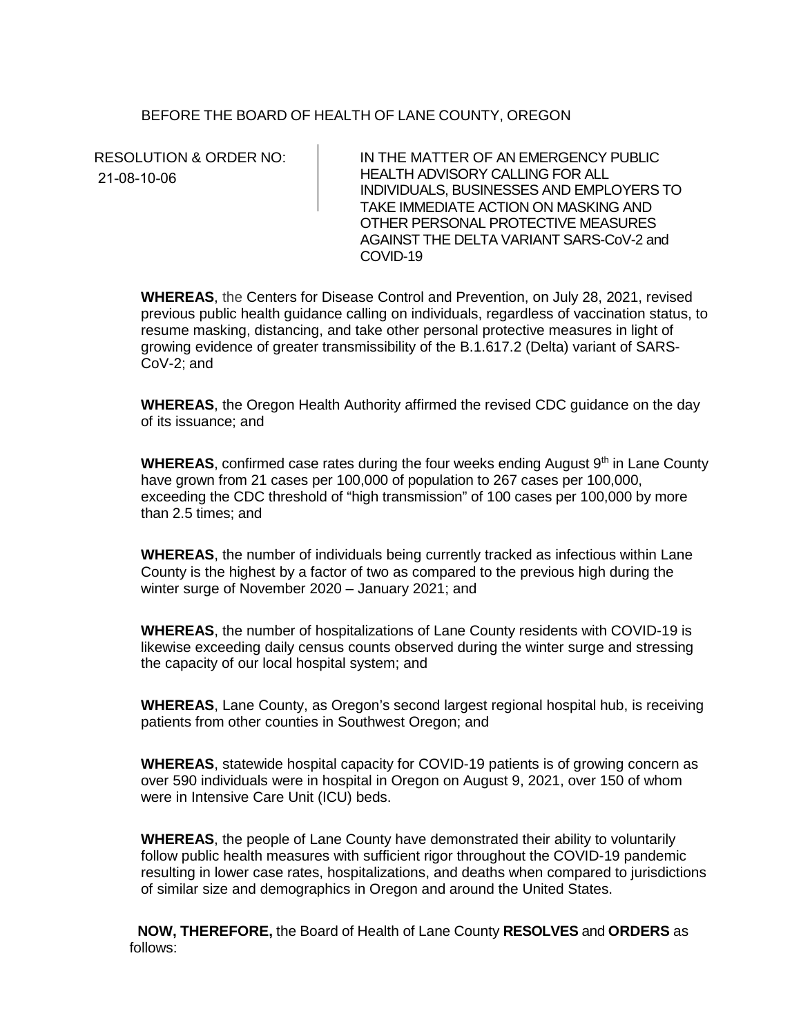BEFORE THE BOARD OF HEALTH OF LANE COUNTY, OREGON

| RESOLUTION & ORDER NO: 21-08-10-06 | IN THE MATTER OF AN EMERGENCY PUBLIC HEALTH ADVISORY CALLING FOR ALL INDIVIDUALS, BUSINESSES AND EMPLOYERS TO TAKE IMMEDIATE ACTION ON MASKING AND OTHER PERSONAL PROTECTIVE MEASURES AGAINST THE DELTA VARIANT SARS-CoV-2 and COVID-19 |
|---|---|

**WHEREAS**, the Centers for Disease Control and Prevention, on July 28, 2021, revised previous public health guidance calling on individuals, regardless of vaccination status, to resume masking, distancing, and take other personal protective measures in light of growing evidence of greater transmissibility of the B.1.617.2 (Delta) variant of SARS-CoV-2; and

**WHEREAS**, the Oregon Health Authority affirmed the revised CDC guidance on the day of its issuance; and

**WHEREAS**, confirmed case rates during the four weeks ending August 9th in Lane County have grown from 21 cases per 100,000 of population to 267 cases per 100,000, exceeding the CDC threshold of "high transmission" of 100 cases per 100,000 by more than 2.5 times; and

**WHEREAS**, the number of individuals being currently tracked as infectious within Lane County is the highest by a factor of two as compared to the previous high during the winter surge of November 2020 – January 2021; and

**WHEREAS**, the number of hospitalizations of Lane County residents with COVID-19 is likewise exceeding daily census counts observed during the winter surge and stressing the capacity of our local hospital system; and

**WHEREAS**, Lane County, as Oregon's second largest regional hospital hub, is receiving patients from other counties in Southwest Oregon; and

**WHEREAS**, statewide hospital capacity for COVID-19 patients is of growing concern as over 590 individuals were in hospital in Oregon on August 9, 2021, over 150 of whom were in Intensive Care Unit (ICU) beds.

**WHEREAS**, the people of Lane County have demonstrated their ability to voluntarily follow public health measures with sufficient rigor throughout the COVID-19 pandemic resulting in lower case rates, hospitalizations, and deaths when compared to jurisdictions of similar size and demographics in Oregon and around the United States.

**NOW, THEREFORE,** the Board of Health of Lane County **RESOLVES** and **ORDERS** as follows: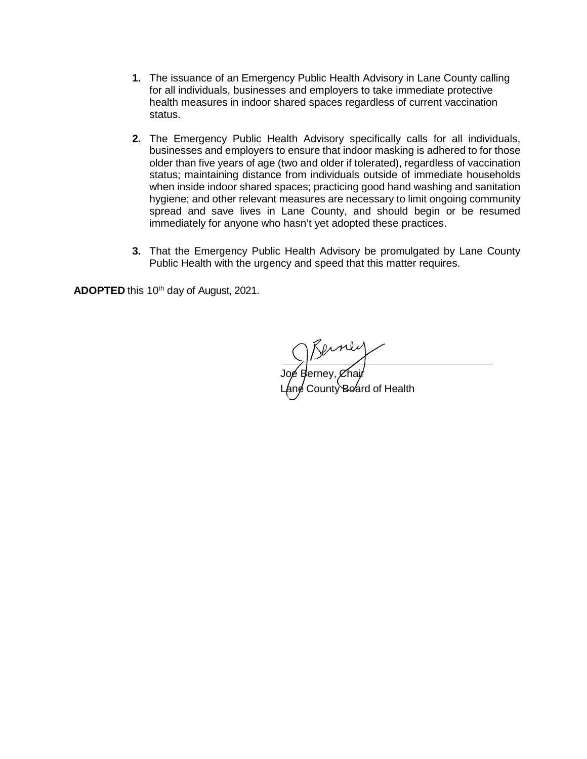1. The issuance of an Emergency Public Health Advisory in Lane County calling for all individuals, businesses and employers to take immediate protective health measures in indoor shared spaces regardless of current vaccination status.

2. The Emergency Public Health Advisory specifically calls for all individuals, businesses and employers to ensure that indoor masking is adhered to for those older than five years of age (two and older if tolerated), regardless of vaccination status; maintaining distance from individuals outside of immediate households when inside indoor shared spaces; practicing good hand washing and sanitation hygiene; and other relevant measures are necessary to limit ongoing community spread and save lives in Lane County, and should begin or be resumed immediately for anyone who hasn't yet adopted these practices.

3. That the Emergency Public Health Advisory be promulgated by Lane County Public Health with the urgency and speed that this matter requires.

**ADOPTED** this 10th day of August, 2021.

Joe Berney, Chair
Lane County Board of Health